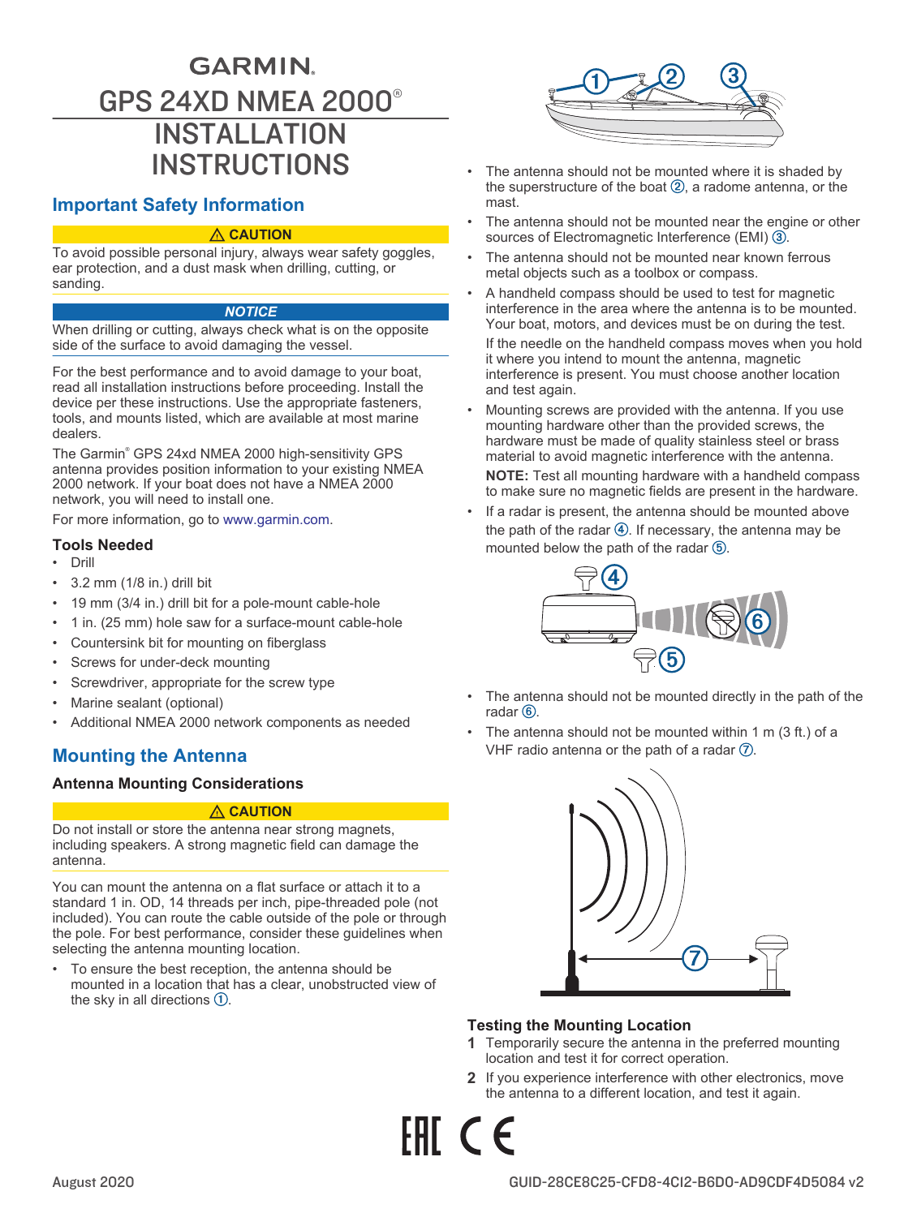# GARMIN.

# GPS 24XD NMEA 2000®

# INSTALLATION INSTRUCTIONS

## Important Safety Information

**⚠ CAUTION**

To avoid possible personal injury, always wear safety goggles, ear protection, and a dust mask when drilling, cutting, or sanding.

***NOTICE***

When drilling or cutting, always check what is on the opposite side of the surface to avoid damaging the vessel.

For the best performance and to avoid damage to your boat, read all installation instructions before proceeding. Install the device per these instructions. Use the appropriate fasteners, tools, and mounts listed, which are available at most marine dealers.

The Garmin® GPS 24xd NMEA 2000 high-sensitivity GPS antenna provides position information to your existing NMEA 2000 network. If your boat does not have a NMEA 2000 network, you will need to install one.

For more information, go to www.garmin.com.

### Tools Needed

- Drill
- 3.2 mm (1/8 in.) drill bit
- 19 mm (3/4 in.) drill bit for a pole-mount cable-hole
- 1 in. (25 mm) hole saw for a surface-mount cable-hole
- Countersink bit for mounting on fiberglass
- Screws for under-deck mounting
- Screwdriver, appropriate for the screw type
- Marine sealant (optional)
- Additional NMEA 2000 network components as needed

## Mounting the Antenna

### Antenna Mounting Considerations

**⚠ CAUTION**

Do not install or store the antenna near strong magnets, including speakers. A strong magnetic field can damage the antenna.

You can mount the antenna on a flat surface or attach it to a standard 1 in. OD, 14 threads per inch, pipe-threaded pole (not included). You can route the cable outside of the pole or through the pole. For best performance, consider these guidelines when selecting the antenna mounting location.

- To ensure the best reception, the antenna should be mounted in a location that has a clear, unobstructed view of the sky in all directions ①.
- The antenna should not be mounted where it is shaded by the superstructure of the boat ②, a radome antenna, or the mast.
- The antenna should not be mounted near the engine or other sources of Electromagnetic Interference (EMI) ③.
- The antenna should not be mounted near known ferrous metal objects such as a toolbox or compass.
- A handheld compass should be used to test for magnetic interference in the area where the antenna is to be mounted. Your boat, motors, and devices must be on during the test.

  If the needle on the handheld compass moves when you hold it where you intend to mount the antenna, magnetic interference is present. You must choose another location and test again.
- Mounting screws are provided with the antenna. If you use mounting hardware other than the provided screws, the hardware must be made of quality stainless steel or brass material to avoid magnetic interference with the antenna.

  **NOTE:** Test all mounting hardware with a handheld compass to make sure no magnetic fields are present in the hardware.
- If a radar is present, the antenna should be mounted above the path of the radar ④. If necessary, the antenna may be mounted below the path of the radar ⑤.
- The antenna should not be mounted directly in the path of the radar ⑥.
- The antenna should not be mounted within 1 m (3 ft.) of a VHF radio antenna or the path of a radar ⑦.

### Testing the Mounting Location

1. Temporarily secure the antenna in the preferred mounting location and test it for correct operation.
2. If you experience interference with other electronics, move the antenna to a different location, and test it again.

EAC CE

August 2020

GUID-28CE8C25-CFD8-4C12-B6D0-AD9CDF4D5084 v2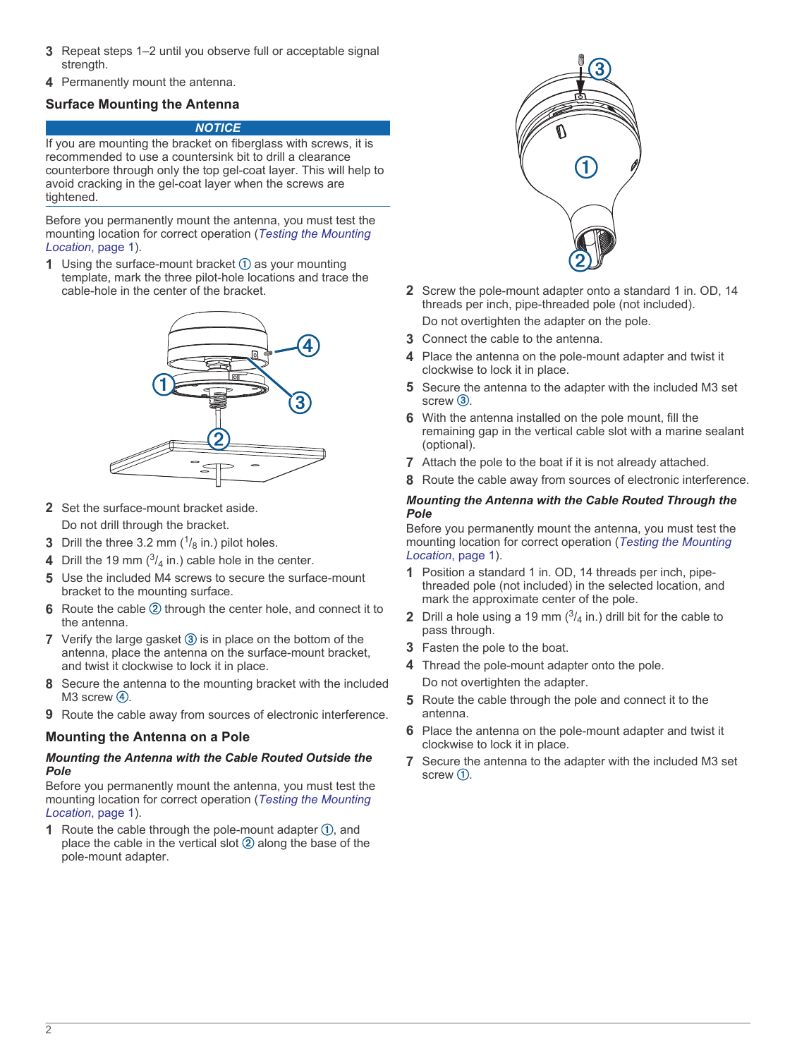3. Repeat steps 1–2 until you observe full or acceptable signal strength.
4. Permanently mount the antenna.

## Surface Mounting the Antenna

**NOTICE**

If you are mounting the bracket on fiberglass with screws, it is recommended to use a countersink bit to drill a clearance counterbore through only the top gel-coat layer. This will help to avoid cracking in the gel-coat layer when the screws are tightened.

Before you permanently mount the antenna, you must test the mounting location for correct operation (*Testing the Mounting Location*, page 1).

1. Using the surface-mount bracket ① as your mounting template, mark the three pilot-hole locations and trace the cable-hole in the center of the bracket.
2. Set the surface-mount bracket aside.

   Do not drill through the bracket.
3. Drill the three 3.2 mm ($^1/_8$ in.) pilot holes.
4. Drill the 19 mm ($^3/_4$ in.) cable hole in the center.
5. Use the included M4 screws to secure the surface-mount bracket to the mounting surface.
6. Route the cable ② through the center hole, and connect it to the antenna.
7. Verify the large gasket ③ is in place on the bottom of the antenna, place the antenna on the surface-mount bracket, and twist it clockwise to lock it in place.
8. Secure the antenna to the mounting bracket with the included M3 screw ④.
9. Route the cable away from sources of electronic interference.

## Mounting the Antenna on a Pole

### *Mounting the Antenna with the Cable Routed Outside the Pole*

Before you permanently mount the antenna, you must test the mounting location for correct operation (*Testing the Mounting Location*, page 1).

1. Route the cable through the pole-mount adapter ①, and place the cable in the vertical slot ② along the base of the pole-mount adapter.
2. Screw the pole-mount adapter onto a standard 1 in. OD, 14 threads per inch, pipe-threaded pole (not included).

   Do not overtighten the adapter on the pole.
3. Connect the cable to the antenna.
4. Place the antenna on the pole-mount adapter and twist it clockwise to lock it in place.
5. Secure the antenna to the adapter with the included M3 set screw ③.
6. With the antenna installed on the pole mount, fill the remaining gap in the vertical cable slot with a marine sealant (optional).
7. Attach the pole to the boat if it is not already attached.
8. Route the cable away from sources of electronic interference.

### *Mounting the Antenna with the Cable Routed Through the Pole*

Before you permanently mount the antenna, you must test the mounting location for correct operation (*Testing the Mounting Location*, page 1).

1. Position a standard 1 in. OD, 14 threads per inch, pipe-threaded pole (not included) in the selected location, and mark the approximate center of the pole.
2. Drill a hole using a 19 mm ($^3/_4$ in.) drill bit for the cable to pass through.
3. Fasten the pole to the boat.
4. Thread the pole-mount adapter onto the pole.

   Do not overtighten the adapter.
5. Route the cable through the pole and connect it to the antenna.
6. Place the antenna on the pole-mount adapter and twist it clockwise to lock it in place.
7. Secure the antenna to the adapter with the included M3 set screw ①.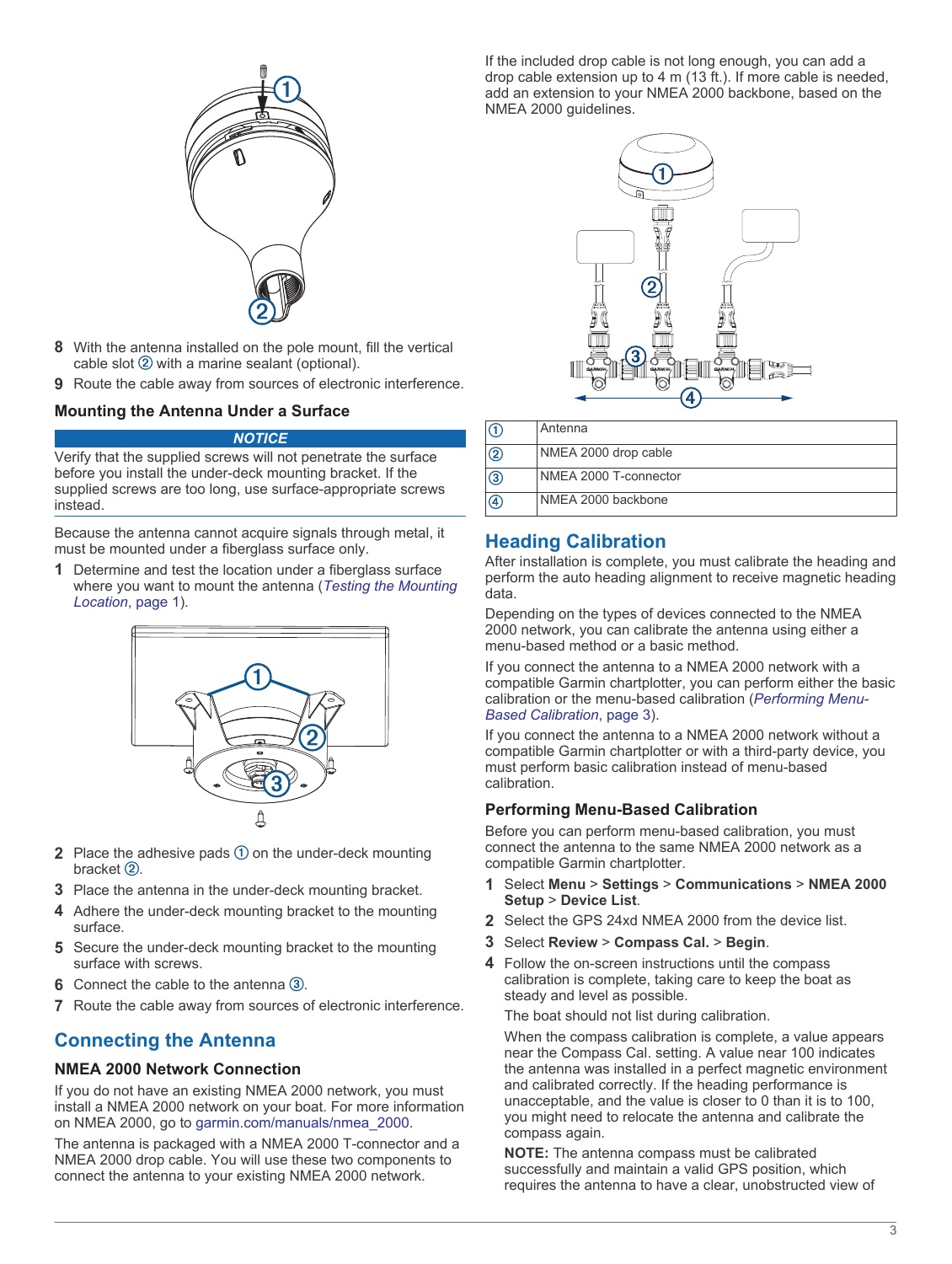8 With the antenna installed on the pole mount, fill the vertical cable slot ② with a marine sealant (optional).
9 Route the cable away from sources of electronic interference.

### Mounting the Antenna Under a Surface

**NOTICE**

Verify that the supplied screws will not penetrate the surface before you install the under-deck mounting bracket. If the supplied screws are too long, use surface-appropriate screws instead.

Because the antenna cannot acquire signals through metal, it must be mounted under a fiberglass surface only.

1 Determine and test the location under a fiberglass surface where you want to mount the antenna (*Testing the Mounting Location*, page 1).
2 Place the adhesive pads ① on the under-deck mounting bracket ②.
3 Place the antenna in the under-deck mounting bracket.
4 Adhere the under-deck mounting bracket to the mounting surface.
5 Secure the under-deck mounting bracket to the mounting surface with screws.
6 Connect the cable to the antenna ③.
7 Route the cable away from sources of electronic interference.

## Connecting the Antenna

### NMEA 2000 Network Connection

If you do not have an existing NMEA 2000 network, you must install a NMEA 2000 network on your boat. For more information on NMEA 2000, go to garmin.com/manuals/nmea_2000.

The antenna is packaged with a NMEA 2000 T-connector and a NMEA 2000 drop cable. You will use these two components to connect the antenna to your existing NMEA 2000 network.

If the included drop cable is not long enough, you can add a drop cable extension up to 4 m (13 ft.). If more cable is needed, add an extension to your NMEA 2000 backbone, based on the NMEA 2000 guidelines.

| | |
|---|---|
| ① | Antenna |
| ② | NMEA 2000 drop cable |
| ③ | NMEA 2000 T-connector |
| ④ | NMEA 2000 backbone |

## Heading Calibration

After installation is complete, you must calibrate the heading and perform the auto heading alignment to receive magnetic heading data.

Depending on the types of devices connected to the NMEA 2000 network, you can calibrate the antenna using either a menu-based method or a basic method.

If you connect the antenna to a NMEA 2000 network with a compatible Garmin chartplotter, you can perform either the basic calibration or the menu-based calibration (*Performing Menu-Based Calibration*, page 3).

If you connect the antenna to a NMEA 2000 network without a compatible Garmin chartplotter or with a third-party device, you must perform basic calibration instead of menu-based calibration.

### Performing Menu-Based Calibration

Before you can perform menu-based calibration, you must connect the antenna to the same NMEA 2000 network as a compatible Garmin chartplotter.

1 Select **Menu** > **Settings** > **Communications** > **NMEA 2000 Setup** > **Device List**.
2 Select the GPS 24xd NMEA 2000 from the device list.
3 Select **Review** > **Compass Cal.** > **Begin**.
4 Follow the on-screen instructions until the compass calibration is complete, taking care to keep the boat as steady and level as possible.

   The boat should not list during calibration.

   When the compass calibration is complete, a value appears near the Compass Cal. setting. A value near 100 indicates the antenna was installed in a perfect magnetic environment and calibrated correctly. If the heading performance is unacceptable, and the value is closer to 0 than it is to 100, you might need to relocate the antenna and calibrate the compass again.

   **NOTE:** The antenna compass must be calibrated successfully and maintain a valid GPS position, which requires the antenna to have a clear, unobstructed view of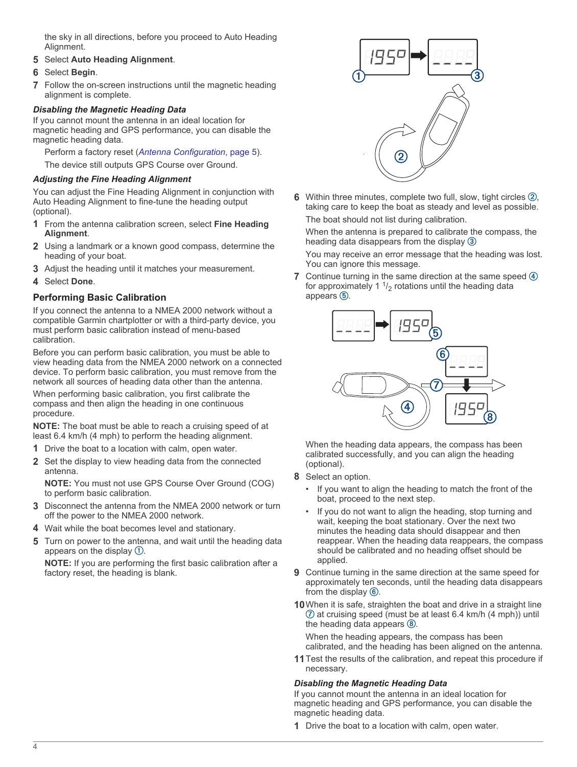the sky in all directions, before you proceed to Auto Heading Alignment.

5. Select **Auto Heading Alignment**.
6. Select **Begin**.
7. Follow the on-screen instructions until the magnetic heading alignment is complete.

#### *Disabling the Magnetic Heading Data*

If you cannot mount the antenna in an ideal location for magnetic heading and GPS performance, you can disable the magnetic heading data.

Perform a factory reset (*Antenna Configuration*, page 5).

The device still outputs GPS Course over Ground.

#### *Adjusting the Fine Heading Alignment*

You can adjust the Fine Heading Alignment in conjunction with Auto Heading Alignment to fine-tune the heading output (optional).

1. From the antenna calibration screen, select **Fine Heading Alignment**.
2. Using a landmark or a known good compass, determine the heading of your boat.
3. Adjust the heading until it matches your measurement.
4. Select **Done**.

### Performing Basic Calibration

If you connect the antenna to a NMEA 2000 network without a compatible Garmin chartplotter or with a third-party device, you must perform basic calibration instead of menu-based calibration.

Before you can perform basic calibration, you must be able to view heading data from the NMEA 2000 network on a connected device. To perform basic calibration, you must remove from the network all sources of heading data other than the antenna.

When performing basic calibration, you first calibrate the compass and then align the heading in one continuous procedure.

**NOTE:** The boat must be able to reach a cruising speed of at least 6.4 km/h (4 mph) to perform the heading alignment.

1. Drive the boat to a location with calm, open water.
2. Set the display to view heading data from the connected antenna.

   **NOTE:** You must not use GPS Course Over Ground (COG) to perform basic calibration.
3. Disconnect the antenna from the NMEA 2000 network or turn off the power to the NMEA 2000 network.
4. Wait while the boat becomes level and stationary.
5. Turn on power to the antenna, and wait until the heading data appears on the display ①.

   **NOTE:** If you are performing the first basic calibration after a factory reset, the heading is blank.
6. Within three minutes, complete two full, slow, tight circles ②, taking care to keep the boat as steady and level as possible.

   The boat should not list during calibration.

   When the antenna is prepared to calibrate the compass, the heading data disappears from the display ③.

   You may receive an error message that the heading was lost. You can ignore this message.
7. Continue turning in the same direction at the same speed ④ for approximately 1 ½ rotations until the heading data appears ⑤.

   When the heading data appears, the compass has been calibrated successfully, and you can align the heading (optional).
8. Select an option.
   - If you want to align the heading to match the front of the boat, proceed to the next step.
   - If you do not want to align the heading, stop turning and wait, keeping the boat stationary. Over the next two minutes the heading data should disappear and then reappear. When the heading data reappears, the compass should be calibrated and no heading offset should be applied.
9. Continue turning in the same direction at the same speed for approximately ten seconds, until the heading data disappears from the display ⑥.
10. When it is safe, straighten the boat and drive in a straight line ⑦ at cruising speed (must be at least 6.4 km/h (4 mph)) until the heading data appears ⑧.

    When the heading appears, the compass has been calibrated, and the heading has been aligned on the antenna.
11. Test the results of the calibration, and repeat this procedure if necessary.

#### *Disabling the Magnetic Heading Data*

If you cannot mount the antenna in an ideal location for magnetic heading and GPS performance, you can disable the magnetic heading data.

1. Drive the boat to a location with calm, open water.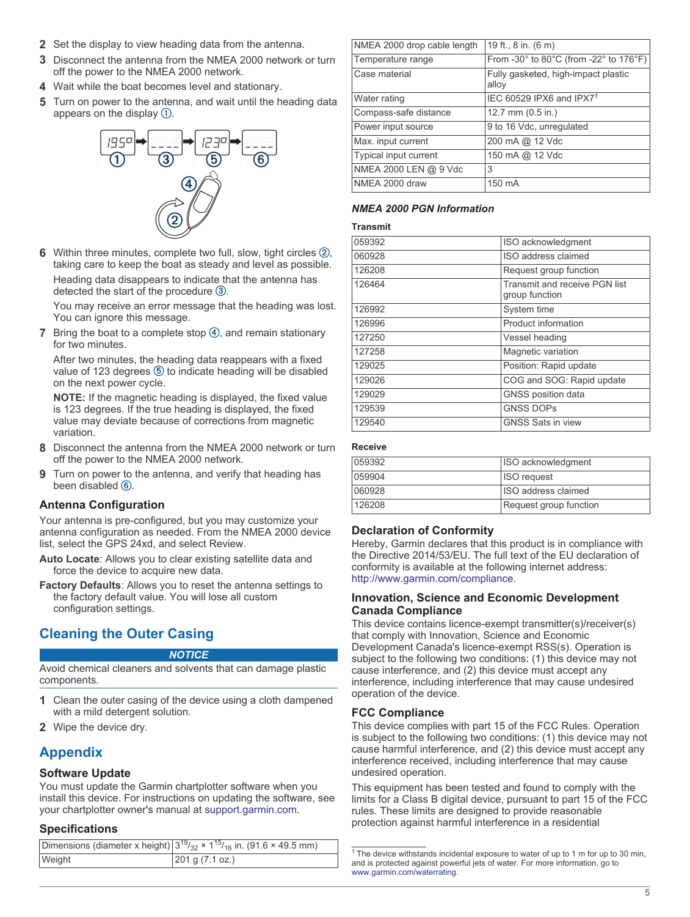2 Set the display to view heading data from the antenna.
3 Disconnect the antenna from the NMEA 2000 network or turn off the power to the NMEA 2000 network.
4 Wait while the boat becomes level and stationary.
5 Turn on power to the antenna, and wait until the heading data appears on the display ①.
6 Within three minutes, complete two full, slow, tight circles ②, taking care to keep the boat as steady and level as possible.

   Heading data disappears to indicate that the antenna has detected the start of the procedure ③.

   You may receive an error message that the heading was lost. You can ignore this message.
7 Bring the boat to a complete stop ④, and remain stationary for two minutes.

   After two minutes, the heading data reappears with a fixed value of 123 degrees ⑤ to indicate heading will be disabled on the next power cycle.

   **NOTE:** If the magnetic heading is displayed, the fixed value is 123 degrees. If the true heading is displayed, the fixed value may deviate because of corrections from magnetic variation.
8 Disconnect the antenna from the NMEA 2000 network or turn off the power to the NMEA 2000 network.
9 Turn on power to the antenna, and verify that heading has been disabled ⑥.

### Antenna Configuration

Your antenna is pre-configured, but you may customize your antenna configuration as needed. From the NMEA 2000 device list, select the GPS 24xd, and select Review.

**Auto Locate**: Allows you to clear existing satellite data and force the device to acquire new data.

**Factory Defaults**: Allows you to reset the antenna settings to the factory default value. You will lose all custom configuration settings.

## Cleaning the Outer Casing

***NOTICE***

Avoid chemical cleaners and solvents that can damage plastic components.

1 Clean the outer casing of the device using a cloth dampened with a mild detergent solution.
2 Wipe the device dry.

## Appendix

### Software Update

You must update the Garmin chartplotter software when you install this device. For instructions on updating the software, see your chartplotter owner's manual at support.garmin.com.

### Specifications

| | |
|---|---|
| Dimensions (diameter x height) | 3 19/32 × 1 15/16 in. (91.6 × 49.5 mm) |
| Weight | 201 g (7.1 oz.) |
| NMEA 2000 drop cable length | 19 ft., 8 in. (6 m) |
| Temperature range | From -30° to 80°C (from -22° to 176°F) |
| Case material | Fully gasketed, high-impact plastic alloy |
| Water rating | IEC 60529 IPX6 and IPX7[1] |
| Compass-safe distance | 12.7 mm (0.5 in.) |
| Power input source | 9 to 16 Vdc, unregulated |
| Max. input current | 200 mA @ 12 Vdc |
| Typical input current | 150 mA @ 12 Vdc |
| NMEA 2000 LEN @ 9 Vdc | 3 |
| NMEA 2000 draw | 150 mA |

#### *NMEA 2000 PGN Information*

**Transmit**

| | |
|---|---|
| 059392 | ISO acknowledgment |
| 060928 | ISO address claimed |
| 126208 | Request group function |
| 126464 | Transmit and receive PGN list group function |
| 126992 | System time |
| 126996 | Product information |
| 127250 | Vessel heading |
| 127258 | Magnetic variation |
| 129025 | Position: Rapid update |
| 129026 | COG and SOG: Rapid update |
| 129029 | GNSS position data |
| 129539 | GNSS DOPs |
| 129540 | GNSS Sats in view |

**Receive**

| | |
|---|---|
| 059392 | ISO acknowledgment |
| 059904 | ISO request |
| 060928 | ISO address claimed |
| 126208 | Request group function |

### Declaration of Conformity

Hereby, Garmin declares that this product is in compliance with the Directive 2014/53/EU. The full text of the EU declaration of conformity is available at the following internet address: http://www.garmin.com/compliance.

### Innovation, Science and Economic Development Canada Compliance

This device contains licence-exempt transmitter(s)/receiver(s) that comply with Innovation, Science and Economic Development Canada's licence-exempt RSS(s). Operation is subject to the following two conditions: (1) this device may not cause interference, and (2) this device must accept any interference, including interference that may cause undesired operation of the device.

### FCC Compliance

This device complies with part 15 of the FCC Rules. Operation is subject to the following two conditions: (1) this device may not cause harmful interference, and (2) this device must accept any interference received, including interference that may cause undesired operation.

This equipment has been tested and found to comply with the limits for a Class B digital device, pursuant to part 15 of the FCC rules. These limits are designed to provide reasonable protection against harmful interference in a residential

[1] The device withstands incidental exposure to water of up to 1 m for up to 30 min, and is protected against powerful jets of water. For more information, go to www.garmin.com/waterrating.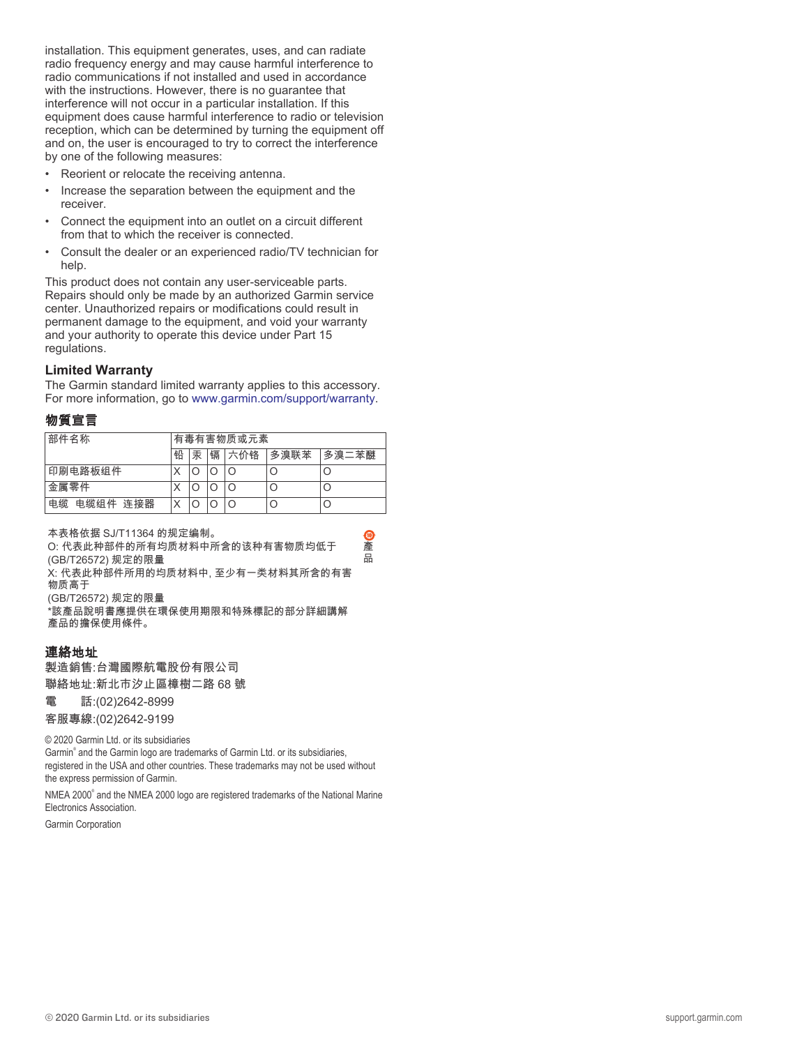installation. This equipment generates, uses, and can radiate radio frequency energy and may cause harmful interference to radio communications if not installed and used in accordance with the instructions. However, there is no guarantee that interference will not occur in a particular installation. If this equipment does cause harmful interference to radio or television reception, which can be determined by turning the equipment off and on, the user is encouraged to try to correct the interference by one of the following measures:

- Reorient or relocate the receiving antenna.
- Increase the separation between the equipment and the receiver.
- Connect the equipment into an outlet on a circuit different from that to which the receiver is connected.
- Consult the dealer or an experienced radio/TV technician for help.

This product does not contain any user-serviceable parts. Repairs should only be made by an authorized Garmin service center. Unauthorized repairs or modifications could result in permanent damage to the equipment, and void your warranty and your authority to operate this device under Part 15 regulations.

### Limited Warranty

The Garmin standard limited warranty applies to this accessory. For more information, go to www.garmin.com/support/warranty.

### 物質宣言

| 部件名称 | 有毒有害物质或元素 | | | | | |
|---|---|---|---|---|---|---|
| | 铅 | 汞 | 镉 | 六价铬 | 多溴联苯 | 多溴二苯醚 |
| 印刷电路板组件 | X | O | O | O | O | O |
| 金属零件 | X | O | O | O | O | O |
| 电缆 电缆组件 连接器 | X | O | O | O | O | O |

本表格依据 SJ/T11364 的规定编制。
O: 代表此种部件的所有均质材料中所含的该种有害物质均低于
(GB/T26572) 规定的限量
X: 代表此种部件所用的均质材料中, 至少有一类材料其所含的有害物质高于
(GB/T26572) 规定的限量
*該產品說明書應提供在環保使用期限和特殊標記的部分詳細講解產品的擔保使用條件。

10 產品

### 連絡地址

製造銷售:台灣國際航電股份有限公司

聯絡地址:新北市汐止區樟樹二路 68 號

電　　話:(02)2642-8999

客服專線:(02)2642-9199

© 2020 Garmin Ltd. or its subsidiaries

Garmin® and the Garmin logo are trademarks of Garmin Ltd. or its subsidiaries, registered in the USA and other countries. These trademarks may not be used without the express permission of Garmin.

NMEA 2000® and the NMEA 2000 logo are registered trademarks of the National Marine Electronics Association.

Garmin Corporation